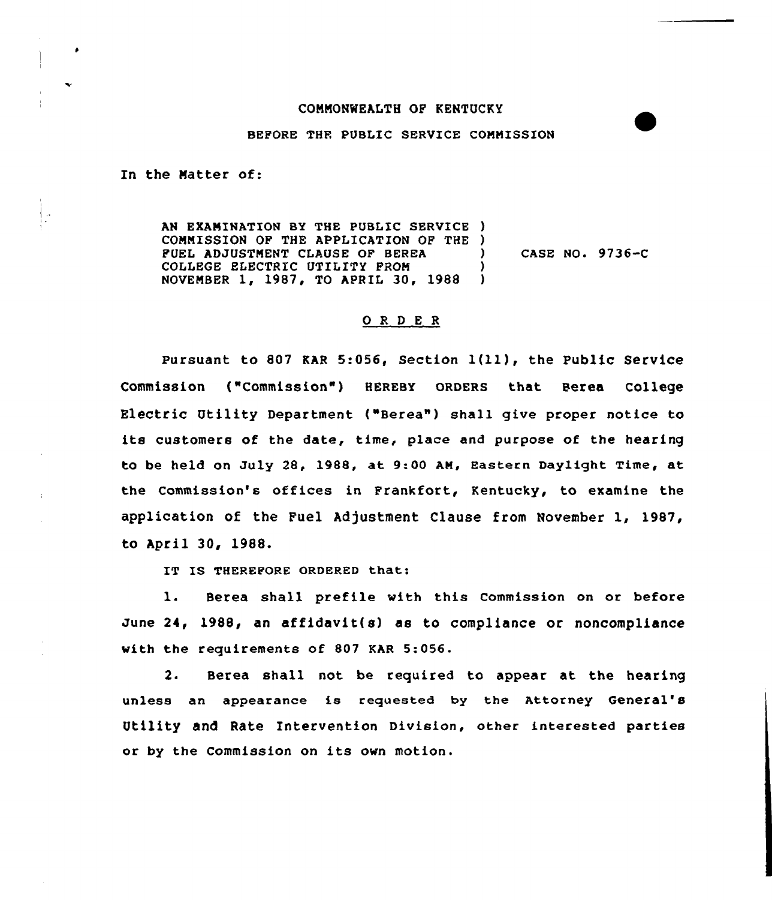COMMONWEALTH OF KENTUCKY

BEFORE THE PUBLIC SERVICE COMMISSION

In the Matter of:

AN EXAMINATION BY THE PUBLIC SERVICE COMMISSION OF THE APPLICATION OF THE FUEL ADJUSTMENT CLAUSE OF BEREA COLLEGE ELECTRIC UTILITY FROM NOVEMBER 1, 1987, TO APRIL 30, 1988 ) CASE NO. 9736-C

## ORDER

Pursuant to 807 KAR 5:056, Section 1(11), the Public Service Commission ("Commission") HEREBY ORDERS that Berea College Electric Utility Department ("Berea") shall give proper notice to its customers of the date, time, place and purpose of the hearing to be held on July 28, 1988, at 9:00 AM, Eastern Daylight Time, at the Commission's offices in Frankfort, Kentucky, to examine the application of the Fuel Adjustment Clause from November 1, 1987, to April 30, 1988.

IT IS THEREFORE ORDERED that:

1. Berea shall prefile with this Commission on or before June 24, 1988, an affidavit(s) as to compliance or noncompliance with the requirements of 807 KAR 5:056.

2. Berea shall not be required to appear at the hearing unless an appearance is requested by the Attorney General's Utility and Rate Intervention Division, other interested parties or by the Commission on its own motion.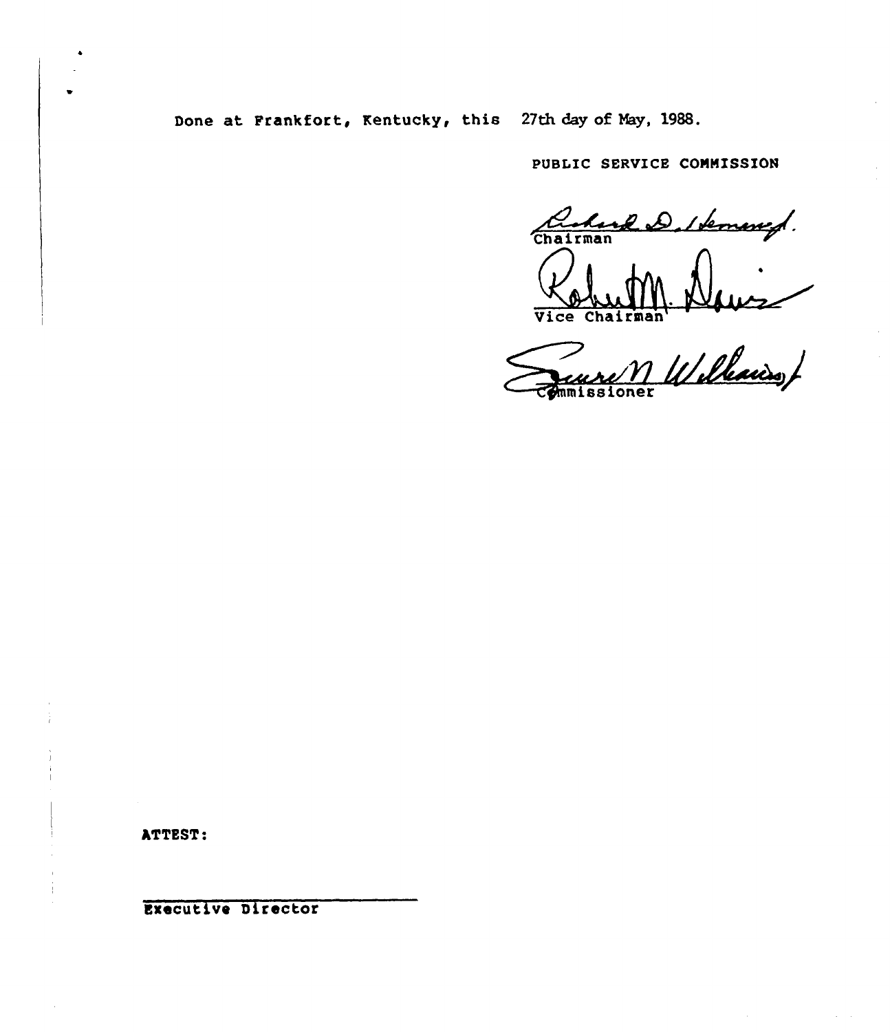Done at Frankfort, Kentucky, this 27th day of May, 1988.

PUBLIC SERVICE COMMISSION

Chairman

Vice Chairman

Commissioner

ATTEST:

Executive Director